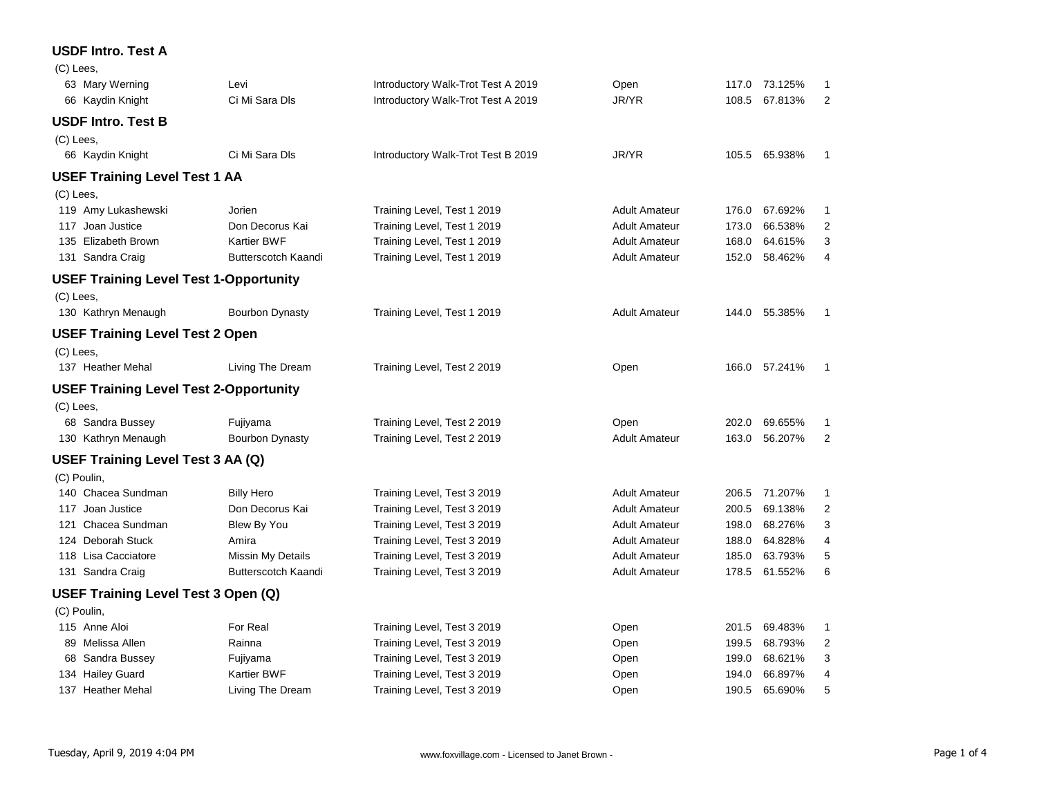## USDF Intro. Test A

(C) Lees,

| No. | Rider | Horse | Test | Division | Score | Percent | Place |
|---|---|---|---|---|---|---|---|
| 63 | Mary Werning | Levi | Introductory Walk-Trot Test A 2019 | Open | 117.0 | 73.125% | 1 |
| 66 | Kaydin Knight | Ci Mi Sara Dls | Introductory Walk-Trot Test A 2019 | JR/YR | 108.5 | 67.813% | 2 |

## USDF Intro. Test B

(C) Lees,

| No. | Rider | Horse | Test | Division | Score | Percent | Place |
|---|---|---|---|---|---|---|---|
| 66 | Kaydin Knight | Ci Mi Sara Dls | Introductory Walk-Trot Test B 2019 | JR/YR | 105.5 | 65.938% | 1 |

## USEF Training Level Test 1 AA

(C) Lees,

| No. | Rider | Horse | Test | Division | Score | Percent | Place |
|---|---|---|---|---|---|---|---|
| 119 | Amy Lukashewski | Jorien | Training Level, Test 1 2019 | Adult Amateur | 176.0 | 67.692% | 1 |
| 117 | Joan Justice | Don Decorus Kai | Training Level, Test 1 2019 | Adult Amateur | 173.0 | 66.538% | 2 |
| 135 | Elizabeth Brown | Kartier BWF | Training Level, Test 1 2019 | Adult Amateur | 168.0 | 64.615% | 3 |
| 131 | Sandra Craig | Butterscotch Kaandi | Training Level, Test 1 2019 | Adult Amateur | 152.0 | 58.462% | 4 |

## USEF Training Level Test 1-Opportunity

(C) Lees,

| No. | Rider | Horse | Test | Division | Score | Percent | Place |
|---|---|---|---|---|---|---|---|
| 130 | Kathryn Menaugh | Bourbon Dynasty | Training Level, Test 1 2019 | Adult Amateur | 144.0 | 55.385% | 1 |

## USEF Training Level Test 2 Open

(C) Lees,

| No. | Rider | Horse | Test | Division | Score | Percent | Place |
|---|---|---|---|---|---|---|---|
| 137 | Heather Mehal | Living The Dream | Training Level, Test 2 2019 | Open | 166.0 | 57.241% | 1 |

## USEF Training Level Test 2-Opportunity

(C) Lees,

| No. | Rider | Horse | Test | Division | Score | Percent | Place |
|---|---|---|---|---|---|---|---|
| 68 | Sandra Bussey | Fujiyama | Training Level, Test 2 2019 | Open | 202.0 | 69.655% | 1 |
| 130 | Kathryn Menaugh | Bourbon Dynasty | Training Level, Test 2 2019 | Adult Amateur | 163.0 | 56.207% | 2 |

## USEF Training Level Test 3 AA (Q)

(C) Poulin,

| No. | Rider | Horse | Test | Division | Score | Percent | Place |
|---|---|---|---|---|---|---|---|
| 140 | Chacea Sundman | Billy Hero | Training Level, Test 3 2019 | Adult Amateur | 206.5 | 71.207% | 1 |
| 117 | Joan Justice | Don Decorus Kai | Training Level, Test 3 2019 | Adult Amateur | 200.5 | 69.138% | 2 |
| 121 | Chacea Sundman | Blew By You | Training Level, Test 3 2019 | Adult Amateur | 198.0 | 68.276% | 3 |
| 124 | Deborah Stuck | Amira | Training Level, Test 3 2019 | Adult Amateur | 188.0 | 64.828% | 4 |
| 118 | Lisa Cacciatore | Missin My Details | Training Level, Test 3 2019 | Adult Amateur | 185.0 | 63.793% | 5 |
| 131 | Sandra Craig | Butterscotch Kaandi | Training Level, Test 3 2019 | Adult Amateur | 178.5 | 61.552% | 6 |

## USEF Training Level Test 3 Open (Q)

(C) Poulin,

| No. | Rider | Horse | Test | Division | Score | Percent | Place |
|---|---|---|---|---|---|---|---|
| 115 | Anne Aloi | For Real | Training Level, Test 3 2019 | Open | 201.5 | 69.483% | 1 |
| 89 | Melissa Allen | Rainna | Training Level, Test 3 2019 | Open | 199.5 | 68.793% | 2 |
| 68 | Sandra Bussey | Fujiyama | Training Level, Test 3 2019 | Open | 199.0 | 68.621% | 3 |
| 134 | Hailey Guard | Kartier BWF | Training Level, Test 3 2019 | Open | 194.0 | 66.897% | 4 |
| 137 | Heather Mehal | Living The Dream | Training Level, Test 3 2019 | Open | 190.5 | 65.690% | 5 |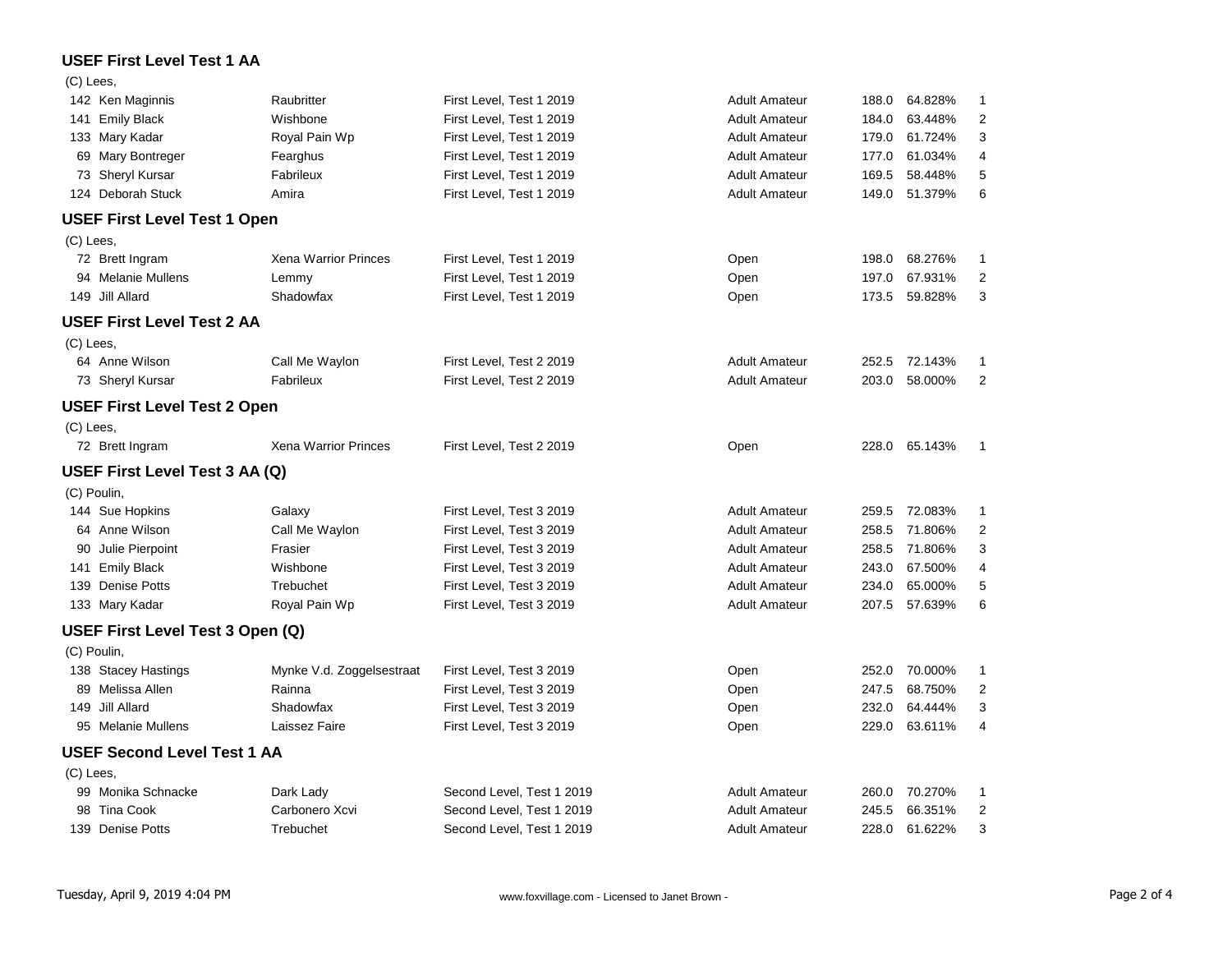### USEF First Level Test 1 AA

(C) Lees,

| No. | Rider | Horse | Test | Division | Score | Percent | Place |
|---|---|---|---|---|---|---|---|
| 142 | Ken Maginnis | Raubritter | First Level, Test 1 2019 | Adult Amateur | 188.0 | 64.828% | 1 |
| 141 | Emily Black | Wishbone | First Level, Test 1 2019 | Adult Amateur | 184.0 | 63.448% | 2 |
| 133 | Mary Kadar | Royal Pain Wp | First Level, Test 1 2019 | Adult Amateur | 179.0 | 61.724% | 3 |
| 69 | Mary Bontreger | Fearghus | First Level, Test 1 2019 | Adult Amateur | 177.0 | 61.034% | 4 |
| 73 | Sheryl Kursar | Fabrileux | First Level, Test 1 2019 | Adult Amateur | 169.5 | 58.448% | 5 |
| 124 | Deborah Stuck | Amira | First Level, Test 1 2019 | Adult Amateur | 149.0 | 51.379% | 6 |

### USEF First Level Test 1 Open

(C) Lees,

| No. | Rider | Horse | Test | Division | Score | Percent | Place |
|---|---|---|---|---|---|---|---|
| 72 | Brett Ingram | Xena Warrior Princes | First Level, Test 1 2019 | Open | 198.0 | 68.276% | 1 |
| 94 | Melanie Mullens | Lemmy | First Level, Test 1 2019 | Open | 197.0 | 67.931% | 2 |
| 149 | Jill Allard | Shadowfax | First Level, Test 1 2019 | Open | 173.5 | 59.828% | 3 |

### USEF First Level Test 2 AA

(C) Lees,

| No. | Rider | Horse | Test | Division | Score | Percent | Place |
|---|---|---|---|---|---|---|---|
| 64 | Anne Wilson | Call Me Waylon | First Level, Test 2 2019 | Adult Amateur | 252.5 | 72.143% | 1 |
| 73 | Sheryl Kursar | Fabrileux | First Level, Test 2 2019 | Adult Amateur | 203.0 | 58.000% | 2 |

### USEF First Level Test 2 Open

(C) Lees,

| No. | Rider | Horse | Test | Division | Score | Percent | Place |
|---|---|---|---|---|---|---|---|
| 72 | Brett Ingram | Xena Warrior Princes | First Level, Test 2 2019 | Open | 228.0 | 65.143% | 1 |

### USEF First Level Test 3 AA (Q)

(C) Poulin,

| No. | Rider | Horse | Test | Division | Score | Percent | Place |
|---|---|---|---|---|---|---|---|
| 144 | Sue Hopkins | Galaxy | First Level, Test 3 2019 | Adult Amateur | 259.5 | 72.083% | 1 |
| 64 | Anne Wilson | Call Me Waylon | First Level, Test 3 2019 | Adult Amateur | 258.5 | 71.806% | 2 |
| 90 | Julie Pierpoint | Frasier | First Level, Test 3 2019 | Adult Amateur | 258.5 | 71.806% | 3 |
| 141 | Emily Black | Wishbone | First Level, Test 3 2019 | Adult Amateur | 243.0 | 67.500% | 4 |
| 139 | Denise Potts | Trebuchet | First Level, Test 3 2019 | Adult Amateur | 234.0 | 65.000% | 5 |
| 133 | Mary Kadar | Royal Pain Wp | First Level, Test 3 2019 | Adult Amateur | 207.5 | 57.639% | 6 |

### USEF First Level Test 3 Open (Q)

(C) Poulin,

| No. | Rider | Horse | Test | Division | Score | Percent | Place |
|---|---|---|---|---|---|---|---|
| 138 | Stacey Hastings | Mynke V.d. Zoggelsestraat | First Level, Test 3 2019 | Open | 252.0 | 70.000% | 1 |
| 89 | Melissa Allen | Rainna | First Level, Test 3 2019 | Open | 247.5 | 68.750% | 2 |
| 149 | Jill Allard | Shadowfax | First Level, Test 3 2019 | Open | 232.0 | 64.444% | 3 |
| 95 | Melanie Mullens | Laissez Faire | First Level, Test 3 2019 | Open | 229.0 | 63.611% | 4 |

### USEF Second Level Test 1 AA

(C) Lees,

| No. | Rider | Horse | Test | Division | Score | Percent | Place |
|---|---|---|---|---|---|---|---|
| 99 | Monika Schnacke | Dark Lady | Second Level, Test 1 2019 | Adult Amateur | 260.0 | 70.270% | 1 |
| 98 | Tina Cook | Carbonero Xcvi | Second Level, Test 1 2019 | Adult Amateur | 245.5 | 66.351% | 2 |
| 139 | Denise Potts | Trebuchet | Second Level, Test 1 2019 | Adult Amateur | 228.0 | 61.622% | 3 |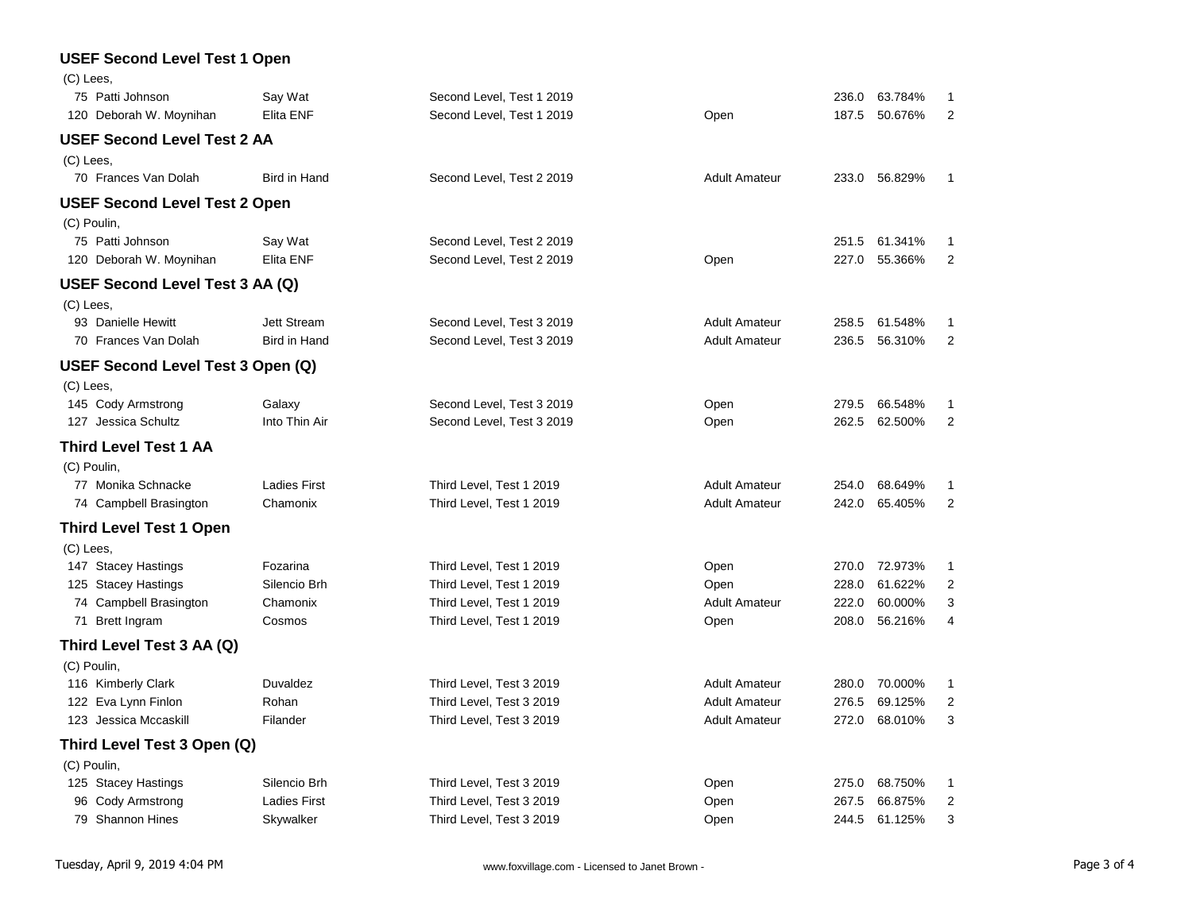### USEF Second Level Test 1 Open

(C) Lees,

| No. | Rider | Horse | Test | Division | Score | Percent | Place |
|---|---|---|---|---|---|---|---|
| 75 | Patti Johnson | Say Wat | Second Level, Test 1 2019 | | 236.0 | 63.784% | 1 |
| 120 | Deborah W. Moynihan | Elita ENF | Second Level, Test 1 2019 | Open | 187.5 | 50.676% | 2 |

### USEF Second Level Test 2 AA

(C) Lees,

| No. | Rider | Horse | Test | Division | Score | Percent | Place |
|---|---|---|---|---|---|---|---|
| 70 | Frances Van Dolah | Bird in Hand | Second Level, Test 2 2019 | Adult Amateur | 233.0 | 56.829% | 1 |

### USEF Second Level Test 2 Open

(C) Poulin,

| No. | Rider | Horse | Test | Division | Score | Percent | Place |
|---|---|---|---|---|---|---|---|
| 75 | Patti Johnson | Say Wat | Second Level, Test 2 2019 | | 251.5 | 61.341% | 1 |
| 120 | Deborah W. Moynihan | Elita ENF | Second Level, Test 2 2019 | Open | 227.0 | 55.366% | 2 |

### USEF Second Level Test 3 AA (Q)

(C) Lees,

| No. | Rider | Horse | Test | Division | Score | Percent | Place |
|---|---|---|---|---|---|---|---|
| 93 | Danielle Hewitt | Jett Stream | Second Level, Test 3 2019 | Adult Amateur | 258.5 | 61.548% | 1 |
| 70 | Frances Van Dolah | Bird in Hand | Second Level, Test 3 2019 | Adult Amateur | 236.5 | 56.310% | 2 |

### USEF Second Level Test 3 Open (Q)

(C) Lees,

| No. | Rider | Horse | Test | Division | Score | Percent | Place |
|---|---|---|---|---|---|---|---|
| 145 | Cody Armstrong | Galaxy | Second Level, Test 3 2019 | Open | 279.5 | 66.548% | 1 |
| 127 | Jessica Schultz | Into Thin Air | Second Level, Test 3 2019 | Open | 262.5 | 62.500% | 2 |

### Third Level Test 1 AA

(C) Poulin,

| No. | Rider | Horse | Test | Division | Score | Percent | Place |
|---|---|---|---|---|---|---|---|
| 77 | Monika Schnacke | Ladies First | Third Level, Test 1 2019 | Adult Amateur | 254.0 | 68.649% | 1 |
| 74 | Campbell Brasington | Chamonix | Third Level, Test 1 2019 | Adult Amateur | 242.0 | 65.405% | 2 |

### Third Level Test 1 Open

(C) Lees,

| No. | Rider | Horse | Test | Division | Score | Percent | Place |
|---|---|---|---|---|---|---|---|
| 147 | Stacey Hastings | Fozarina | Third Level, Test 1 2019 | Open | 270.0 | 72.973% | 1 |
| 125 | Stacey Hastings | Silencio Brh | Third Level, Test 1 2019 | Open | 228.0 | 61.622% | 2 |
| 74 | Campbell Brasington | Chamonix | Third Level, Test 1 2019 | Adult Amateur | 222.0 | 60.000% | 3 |
| 71 | Brett Ingram | Cosmos | Third Level, Test 1 2019 | Open | 208.0 | 56.216% | 4 |

### Third Level Test 3 AA (Q)

(C) Poulin,

| No. | Rider | Horse | Test | Division | Score | Percent | Place |
|---|---|---|---|---|---|---|---|
| 116 | Kimberly Clark | Duvaldez | Third Level, Test 3 2019 | Adult Amateur | 280.0 | 70.000% | 1 |
| 122 | Eva Lynn Finlon | Rohan | Third Level, Test 3 2019 | Adult Amateur | 276.5 | 69.125% | 2 |
| 123 | Jessica Mccaskill | Filander | Third Level, Test 3 2019 | Adult Amateur | 272.0 | 68.010% | 3 |

### Third Level Test 3 Open (Q)

(C) Poulin,

| No. | Rider | Horse | Test | Division | Score | Percent | Place |
|---|---|---|---|---|---|---|---|
| 125 | Stacey Hastings | Silencio Brh | Third Level, Test 3 2019 | Open | 275.0 | 68.750% | 1 |
| 96 | Cody Armstrong | Ladies First | Third Level, Test 3 2019 | Open | 267.5 | 66.875% | 2 |
| 79 | Shannon Hines | Skywalker | Third Level, Test 3 2019 | Open | 244.5 | 61.125% | 3 |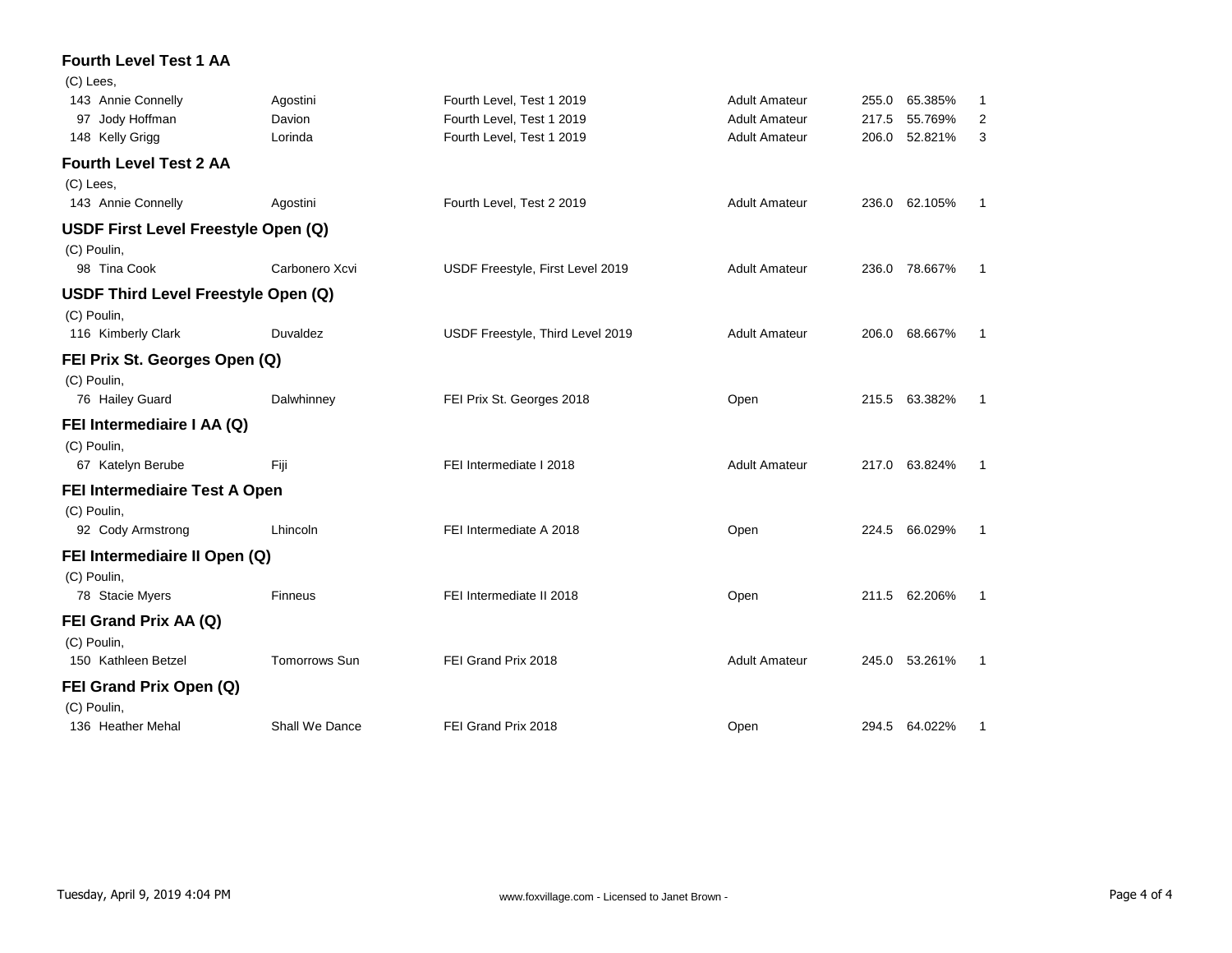### Fourth Level Test 1 AA

(C) Lees,

| | | | | | | |
|---|---|---|---|---|---|---|
| 143 Annie Connelly | Agostini | Fourth Level, Test 1 2019 | Adult Amateur | 255.0 | 65.385% | 1 |
| 97 Jody Hoffman | Davion | Fourth Level, Test 1 2019 | Adult Amateur | 217.5 | 55.769% | 2 |
| 148 Kelly Grigg | Lorinda | Fourth Level, Test 1 2019 | Adult Amateur | 206.0 | 52.821% | 3 |

### Fourth Level Test 2 AA

(C) Lees,

| | | | | | | |
|---|---|---|---|---|---|---|
| 143 Annie Connelly | Agostini | Fourth Level, Test 2 2019 | Adult Amateur | 236.0 | 62.105% | 1 |

### USDF First Level Freestyle Open (Q)

(C) Poulin,

| | | | | | | |
|---|---|---|---|---|---|---|
| 98 Tina Cook | Carbonero Xcvi | USDF Freestyle, First Level 2019 | Adult Amateur | 236.0 | 78.667% | 1 |

### USDF Third Level Freestyle Open (Q)

(C) Poulin,

| | | | | | | |
|---|---|---|---|---|---|---|
| 116 Kimberly Clark | Duvaldez | USDF Freestyle, Third Level 2019 | Adult Amateur | 206.0 | 68.667% | 1 |

### FEI Prix St. Georges Open (Q)

(C) Poulin,

| | | | | | | |
|---|---|---|---|---|---|---|
| 76 Hailey Guard | Dalwhinney | FEI Prix St. Georges 2018 | Open | 215.5 | 63.382% | 1 |

### FEI Intermediaire I AA (Q)

(C) Poulin,

| | | | | | | |
|---|---|---|---|---|---|---|
| 67 Katelyn Berube | Fiji | FEI Intermediate I 2018 | Adult Amateur | 217.0 | 63.824% | 1 |

### FEI Intermediaire Test A Open

(C) Poulin,

| | | | | | | |
|---|---|---|---|---|---|---|
| 92 Cody Armstrong | Lhincoln | FEI Intermediate A 2018 | Open | 224.5 | 66.029% | 1 |

### FEI Intermediaire II Open (Q)

(C) Poulin,

| | | | | | | |
|---|---|---|---|---|---|---|
| 78 Stacie Myers | Finneus | FEI Intermediate II 2018 | Open | 211.5 | 62.206% | 1 |

### FEI Grand Prix AA (Q)

(C) Poulin,

| | | | | | | |
|---|---|---|---|---|---|---|
| 150 Kathleen Betzel | Tomorrows Sun | FEI Grand Prix 2018 | Adult Amateur | 245.0 | 53.261% | 1 |

### FEI Grand Prix Open (Q)

(C) Poulin,

| | | | | | | |
|---|---|---|---|---|---|---|
| 136 Heather Mehal | Shall We Dance | FEI Grand Prix 2018 | Open | 294.5 | 64.022% | 1 |